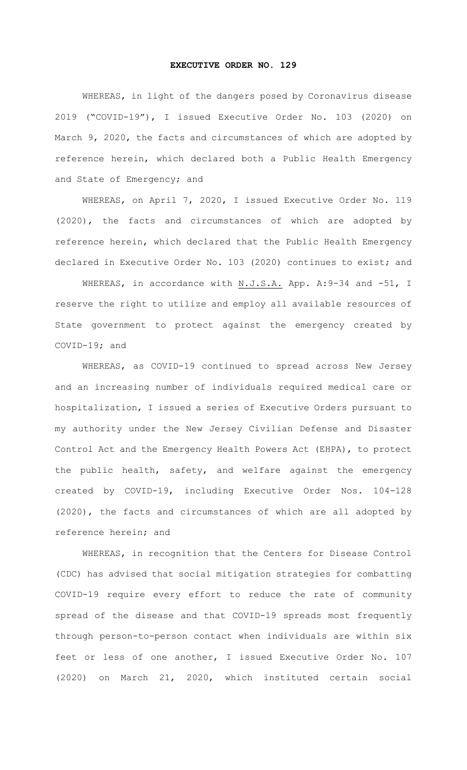# EXECUTIVE ORDER NO. 129

WHEREAS, in light of the dangers posed by Coronavirus disease 2019 ("COVID-19"), I issued Executive Order No. 103 (2020) on March 9, 2020, the facts and circumstances of which are adopted by reference herein, which declared both a Public Health Emergency and State of Emergency; and

WHEREAS, on April 7, 2020, I issued Executive Order No. 119 (2020), the facts and circumstances of which are adopted by reference herein, which declared that the Public Health Emergency declared in Executive Order No. 103 (2020) continues to exist; and

WHEREAS, in accordance with N.J.S.A. App. A:9-34 and -51, I reserve the right to utilize and employ all available resources of State government to protect against the emergency created by COVID-19; and

WHEREAS, as COVID-19 continued to spread across New Jersey and an increasing number of individuals required medical care or hospitalization, I issued a series of Executive Orders pursuant to my authority under the New Jersey Civilian Defense and Disaster Control Act and the Emergency Health Powers Act (EHPA), to protect the public health, safety, and welfare against the emergency created by COVID-19, including Executive Order Nos. 104-128 (2020), the facts and circumstances of which are all adopted by reference herein; and

WHEREAS, in recognition that the Centers for Disease Control (CDC) has advised that social mitigation strategies for combatting COVID-19 require every effort to reduce the rate of community spread of the disease and that COVID-19 spreads most frequently through person-to-person contact when individuals are within six feet or less of one another, I issued Executive Order No. 107 (2020) on March 21, 2020, which instituted certain social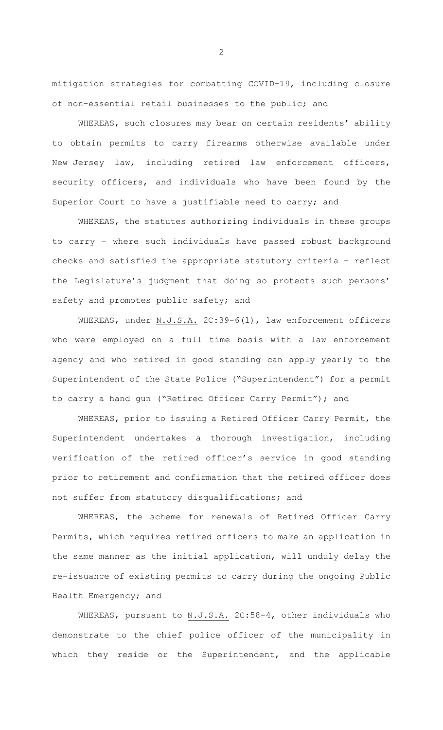mitigation strategies for combatting COVID-19, including closure of non-essential retail businesses to the public; and

WHEREAS, such closures may bear on certain residents' ability to obtain permits to carry firearms otherwise available under New Jersey law, including retired law enforcement officers, security officers, and individuals who have been found by the Superior Court to have a justifiable need to carry; and

WHEREAS, the statutes authorizing individuals in these groups to carry – where such individuals have passed robust background checks and satisfied the appropriate statutory criteria – reflect the Legislature's judgment that doing so protects such persons' safety and promotes public safety; and

WHEREAS, under N.J.S.A. 2C:39-6(l), law enforcement officers who were employed on a full time basis with a law enforcement agency and who retired in good standing can apply yearly to the Superintendent of the State Police ("Superintendent") for a permit to carry a hand gun ("Retired Officer Carry Permit"); and

WHEREAS, prior to issuing a Retired Officer Carry Permit, the Superintendent undertakes a thorough investigation, including verification of the retired officer's service in good standing prior to retirement and confirmation that the retired officer does not suffer from statutory disqualifications; and

WHEREAS, the scheme for renewals of Retired Officer Carry Permits, which requires retired officers to make an application in the same manner as the initial application, will unduly delay the re-issuance of existing permits to carry during the ongoing Public Health Emergency; and

WHEREAS, pursuant to N.J.S.A. 2C:58-4, other individuals who demonstrate to the chief police officer of the municipality in which they reside or the Superintendent, and the applicable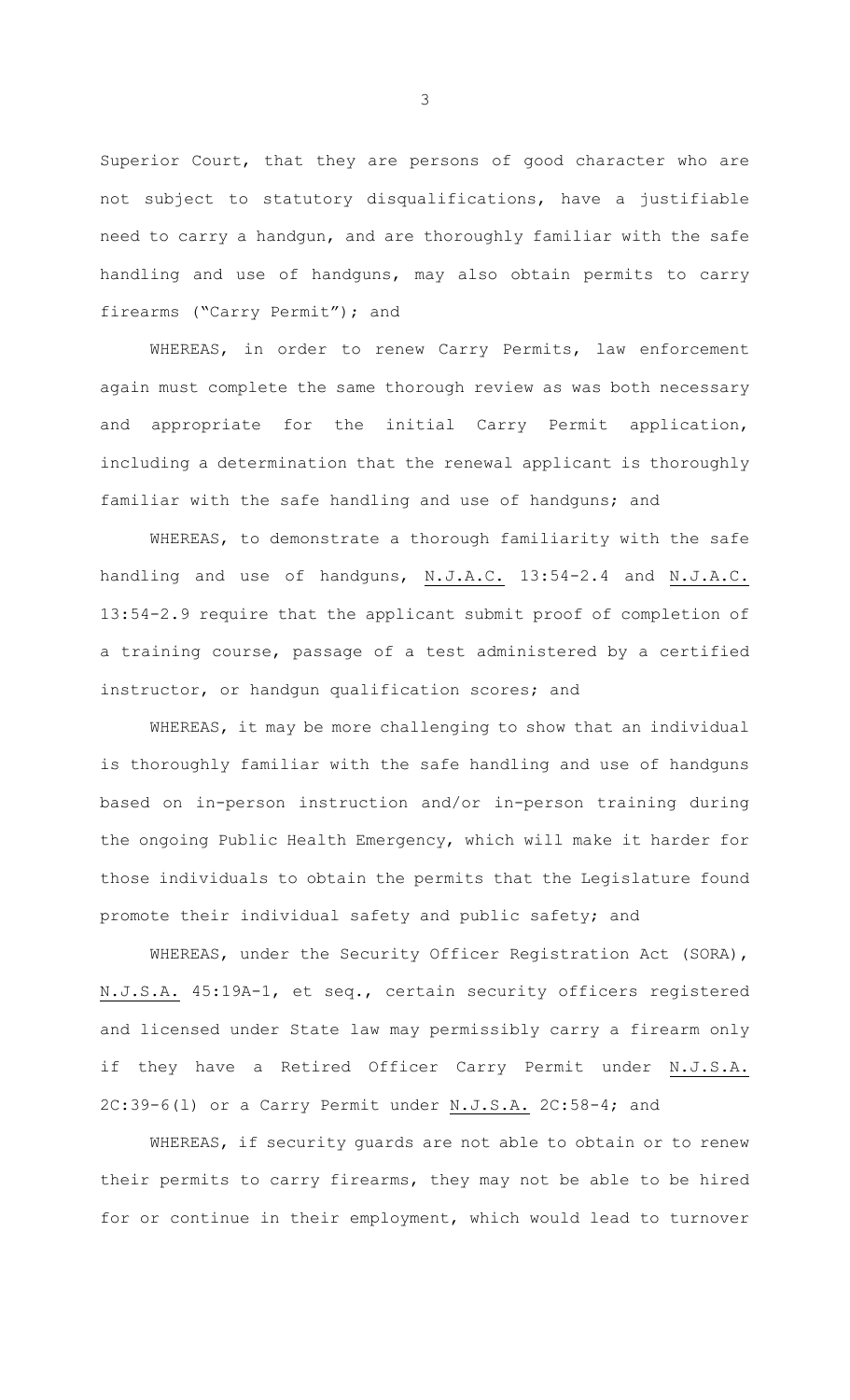Superior Court, that they are persons of good character who are not subject to statutory disqualifications, have a justifiable need to carry a handgun, and are thoroughly familiar with the safe handling and use of handguns, may also obtain permits to carry firearms ("Carry Permit"); and

WHEREAS, in order to renew Carry Permits, law enforcement again must complete the same thorough review as was both necessary and appropriate for the initial Carry Permit application, including a determination that the renewal applicant is thoroughly familiar with the safe handling and use of handguns; and

WHEREAS, to demonstrate a thorough familiarity with the safe handling and use of handguns, N.J.A.C. 13:54-2.4 and N.J.A.C. 13:54-2.9 require that the applicant submit proof of completion of a training course, passage of a test administered by a certified instructor, or handgun qualification scores; and

WHEREAS, it may be more challenging to show that an individual is thoroughly familiar with the safe handling and use of handguns based on in-person instruction and/or in-person training during the ongoing Public Health Emergency, which will make it harder for those individuals to obtain the permits that the Legislature found promote their individual safety and public safety; and

WHEREAS, under the Security Officer Registration Act (SORA), N.J.S.A. 45:19A-1, et seq., certain security officers registered and licensed under State law may permissibly carry a firearm only if they have a Retired Officer Carry Permit under N.J.S.A. 2C:39-6(l) or a Carry Permit under N.J.S.A. 2C:58-4; and

WHEREAS, if security guards are not able to obtain or to renew their permits to carry firearms, they may not be able to be hired for or continue in their employment, which would lead to turnover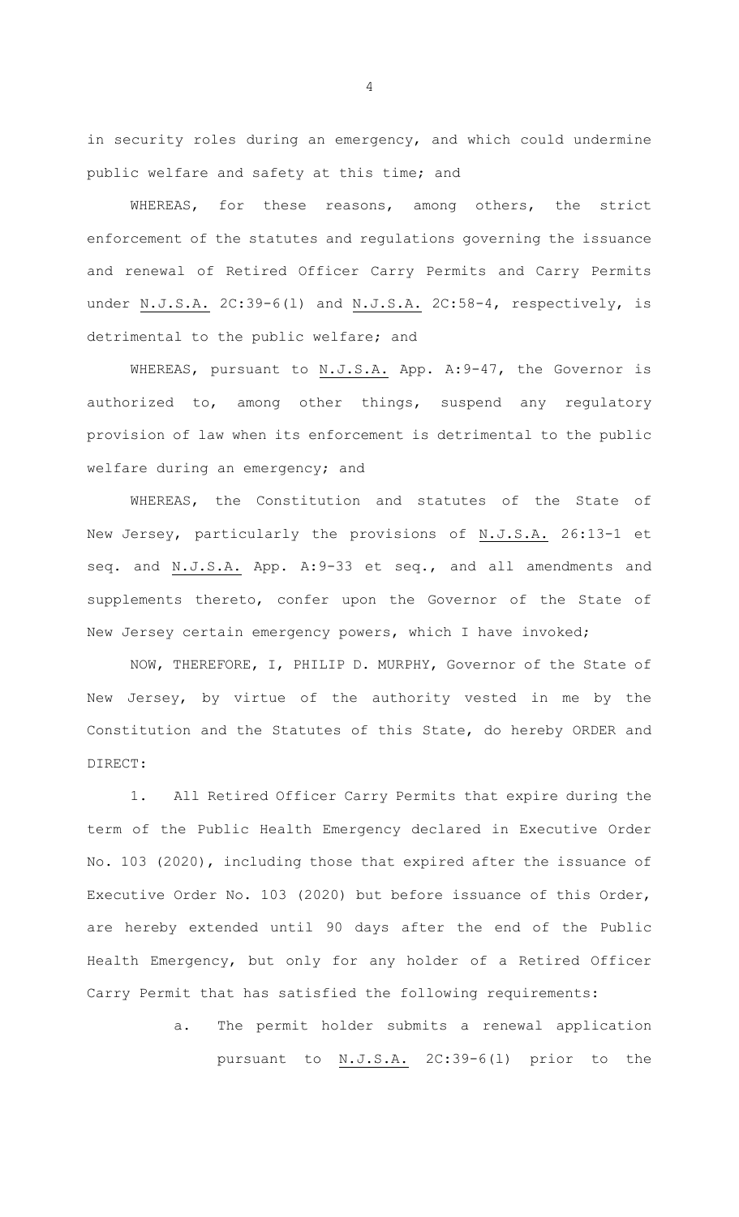in security roles during an emergency, and which could undermine public welfare and safety at this time; and

WHEREAS, for these reasons, among others, the strict enforcement of the statutes and regulations governing the issuance and renewal of Retired Officer Carry Permits and Carry Permits under N.J.S.A. 2C:39-6(l) and N.J.S.A. 2C:58-4, respectively, is detrimental to the public welfare; and

WHEREAS, pursuant to N.J.S.A. App. A:9-47, the Governor is authorized to, among other things, suspend any regulatory provision of law when its enforcement is detrimental to the public welfare during an emergency; and

WHEREAS, the Constitution and statutes of the State of New Jersey, particularly the provisions of N.J.S.A. 26:13-1 et seq. and N.J.S.A. App. A:9-33 et seq., and all amendments and supplements thereto, confer upon the Governor of the State of New Jersey certain emergency powers, which I have invoked;

NOW, THEREFORE, I, PHILIP D. MURPHY, Governor of the State of New Jersey, by virtue of the authority vested in me by the Constitution and the Statutes of this State, do hereby ORDER and DIRECT:

1. All Retired Officer Carry Permits that expire during the term of the Public Health Emergency declared in Executive Order No. 103 (2020), including those that expired after the issuance of Executive Order No. 103 (2020) but before issuance of this Order, are hereby extended until 90 days after the end of the Public Health Emergency, but only for any holder of a Retired Officer Carry Permit that has satisfied the following requirements:

   a. The permit holder submits a renewal application pursuant to N.J.S.A. 2C:39-6(l) prior to the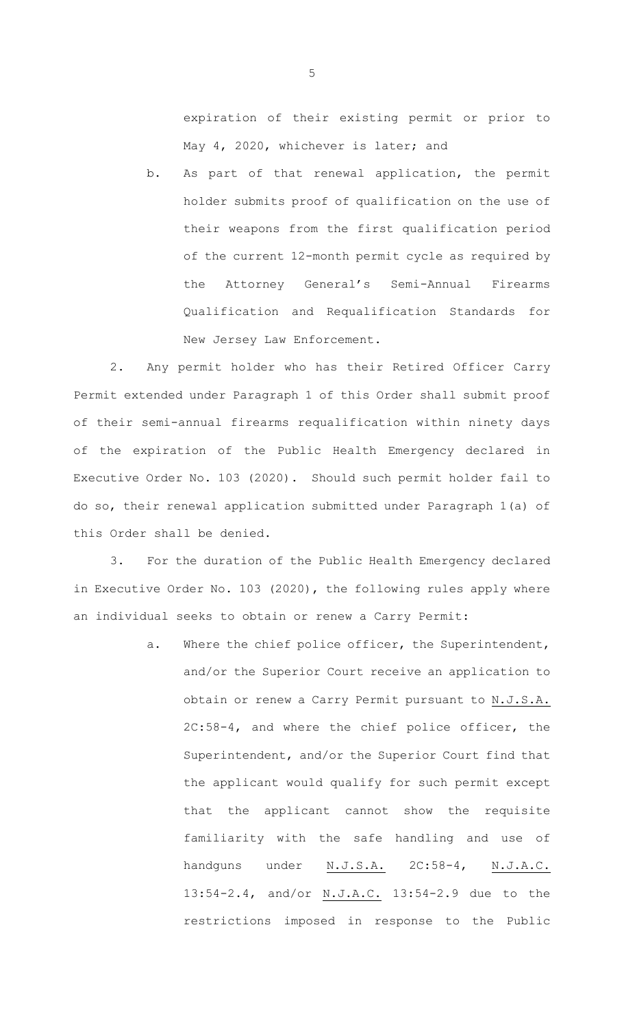expiration of their existing permit or prior to May 4, 2020, whichever is later; and

b. As part of that renewal application, the permit holder submits proof of qualification on the use of their weapons from the first qualification period of the current 12-month permit cycle as required by the Attorney General's Semi-Annual Firearms Qualification and Requalification Standards for New Jersey Law Enforcement.

2. Any permit holder who has their Retired Officer Carry Permit extended under Paragraph 1 of this Order shall submit proof of their semi-annual firearms requalification within ninety days of the expiration of the Public Health Emergency declared in Executive Order No. 103 (2020). Should such permit holder fail to do so, their renewal application submitted under Paragraph 1(a) of this Order shall be denied.

3. For the duration of the Public Health Emergency declared in Executive Order No. 103 (2020), the following rules apply where an individual seeks to obtain or renew a Carry Permit:

a. Where the chief police officer, the Superintendent, and/or the Superior Court receive an application to obtain or renew a Carry Permit pursuant to N.J.S.A. 2C:58-4, and where the chief police officer, the Superintendent, and/or the Superior Court find that the applicant would qualify for such permit except that the applicant cannot show the requisite familiarity with the safe handling and use of handguns under N.J.S.A. 2C:58-4, N.J.A.C. 13:54-2.4, and/or N.J.A.C. 13:54-2.9 due to the restrictions imposed in response to the Public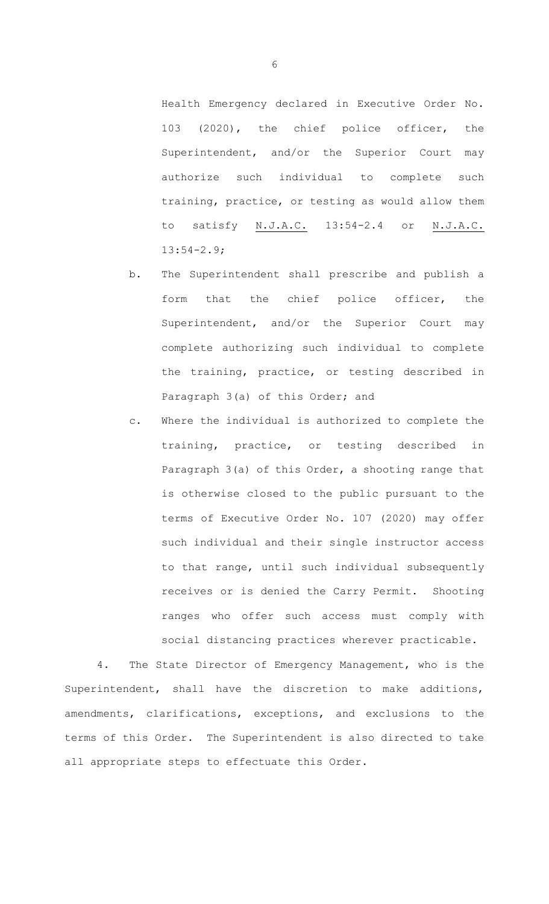Health Emergency declared in Executive Order No. 103 (2020), the chief police officer, the Superintendent, and/or the Superior Court may authorize such individual to complete such training, practice, or testing as would allow them to satisfy N.J.A.C. 13:54-2.4 or N.J.A.C. 13:54-2.9;

b. The Superintendent shall prescribe and publish a form that the chief police officer, the Superintendent, and/or the Superior Court may complete authorizing such individual to complete the training, practice, or testing described in Paragraph 3(a) of this Order; and

c. Where the individual is authorized to complete the training, practice, or testing described in Paragraph 3(a) of this Order, a shooting range that is otherwise closed to the public pursuant to the terms of Executive Order No. 107 (2020) may offer such individual and their single instructor access to that range, until such individual subsequently receives or is denied the Carry Permit. Shooting ranges who offer such access must comply with social distancing practices wherever practicable.

4. The State Director of Emergency Management, who is the Superintendent, shall have the discretion to make additions, amendments, clarifications, exceptions, and exclusions to the terms of this Order. The Superintendent is also directed to take all appropriate steps to effectuate this Order.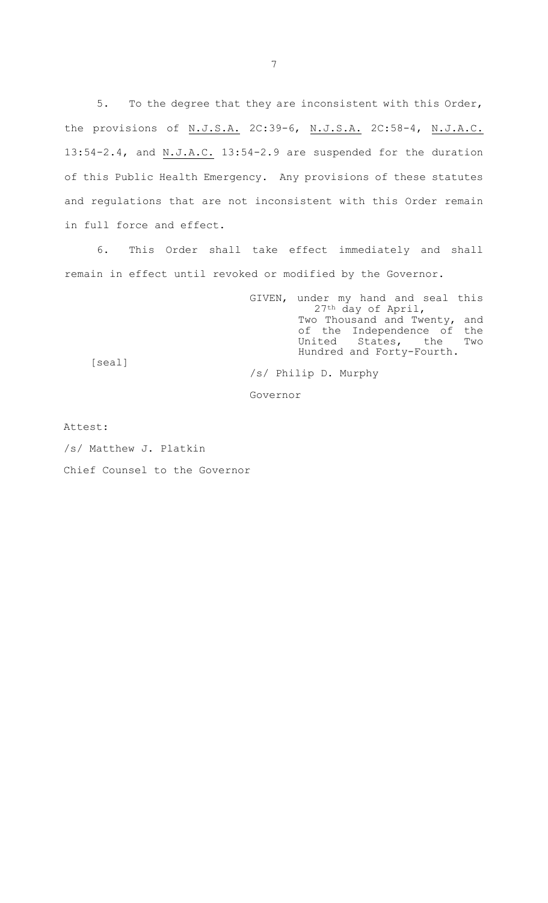5. To the degree that they are inconsistent with this Order, the provisions of N.J.S.A. 2C:39-6, N.J.S.A. 2C:58-4, N.J.A.C. 13:54-2.4, and N.J.A.C. 13:54-2.9 are suspended for the duration of this Public Health Emergency. Any provisions of these statutes and regulations that are not inconsistent with this Order remain in full force and effect.

6. This Order shall take effect immediately and shall remain in effect until revoked or modified by the Governor.

GIVEN, under my hand and seal this 27th day of April, Two Thousand and Twenty, and of the Independence of the United States, the Two Hundred and Forty-Fourth.

[seal]

/s/ Philip D. Murphy

Governor

Attest:

/s/ Matthew J. Platkin

Chief Counsel to the Governor